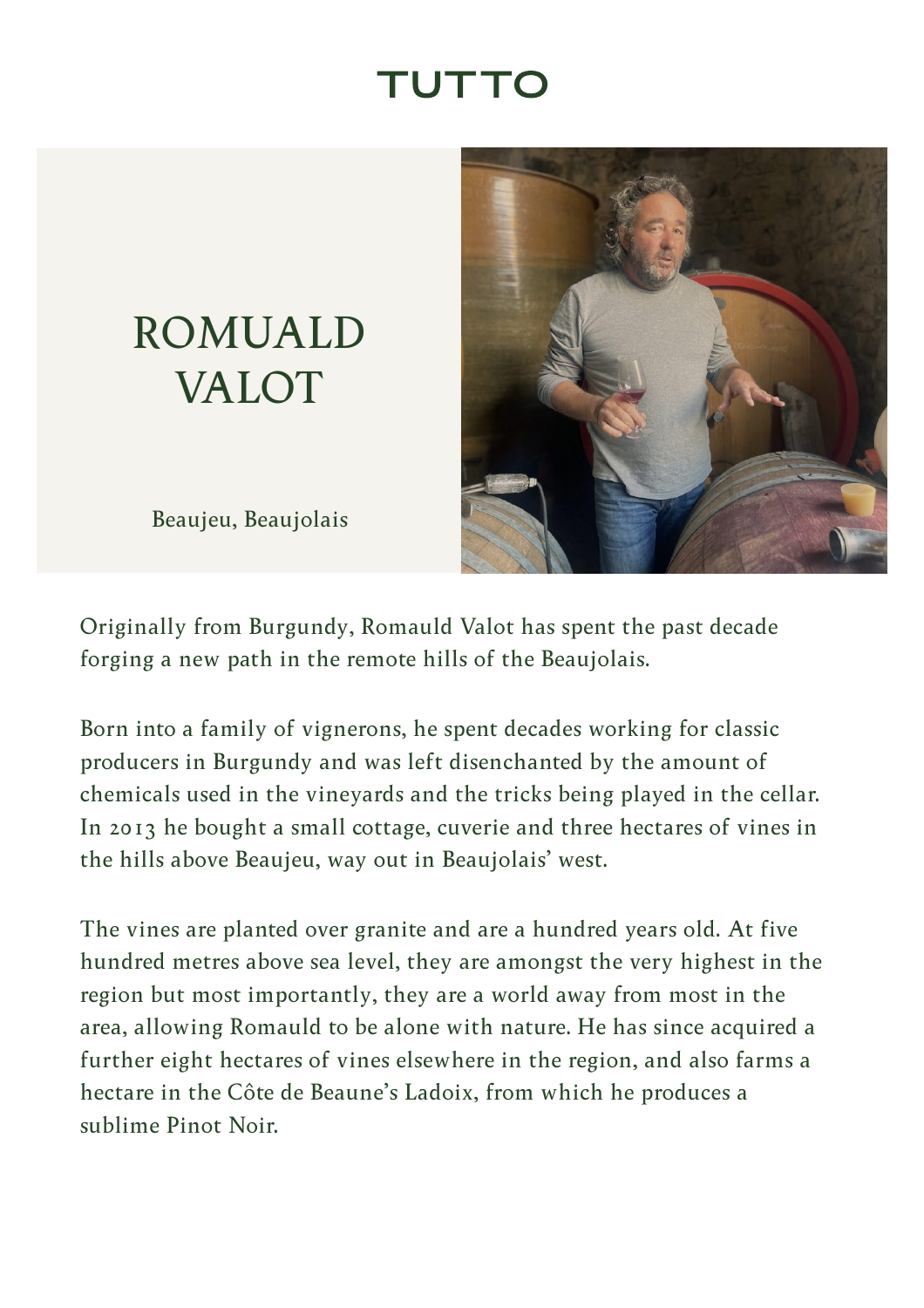TUTTO

# ROMUALD VALOT

Beaujeu, Beaujolais

Originally from Burgundy, Romauld Valot has spent the past decade forging a new path in the remote hills of the Beaujolais.

Born into a family of vignerons, he spent decades working for classic producers in Burgundy and was left disenchanted by the amount of chemicals used in the vineyards and the tricks being played in the cellar. In 2013 he bought a small cottage, cuverie and three hectares of vines in the hills above Beaujeu, way out in Beaujolais' west.

The vines are planted over granite and are a hundred years old. At five hundred metres above sea level, they are amongst the very highest in the region but most importantly, they are a world away from most in the area, allowing Romauld to be alone with nature. He has since acquired a further eight hectares of vines elsewhere in the region, and also farms a hectare in the Côte de Beaune's Ladoix, from which he produces a sublime Pinot Noir.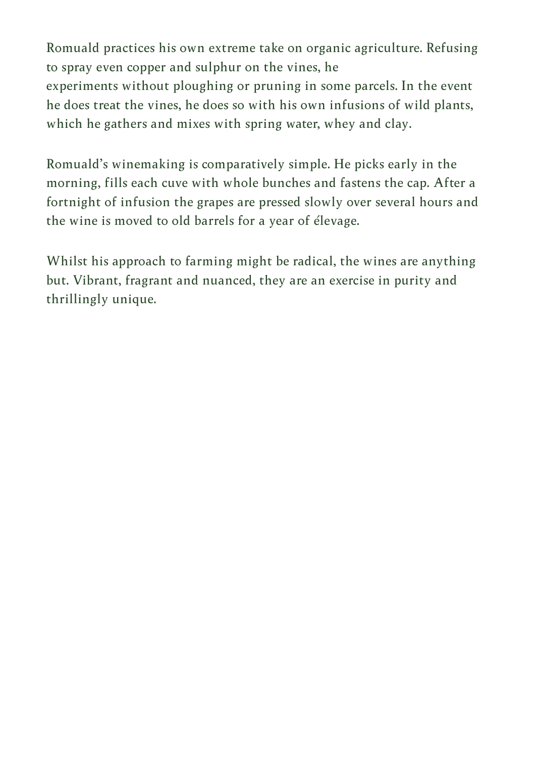Romuald practices his own extreme take on organic agriculture. Refusing to spray even copper and sulphur on the vines, he experiments without ploughing or pruning in some parcels. In the event he does treat the vines, he does so with his own infusions of wild plants, which he gathers and mixes with spring water, whey and clay.

Romuald's winemaking is comparatively simple. He picks early in the morning, fills each cuve with whole bunches and fastens the cap. After a fortnight of infusion the grapes are pressed slowly over several hours and the wine is moved to old barrels for a year of élevage.

Whilst his approach to farming might be radical, the wines are anything but. Vibrant, fragrant and nuanced, they are an exercise in purity and thrillingly unique.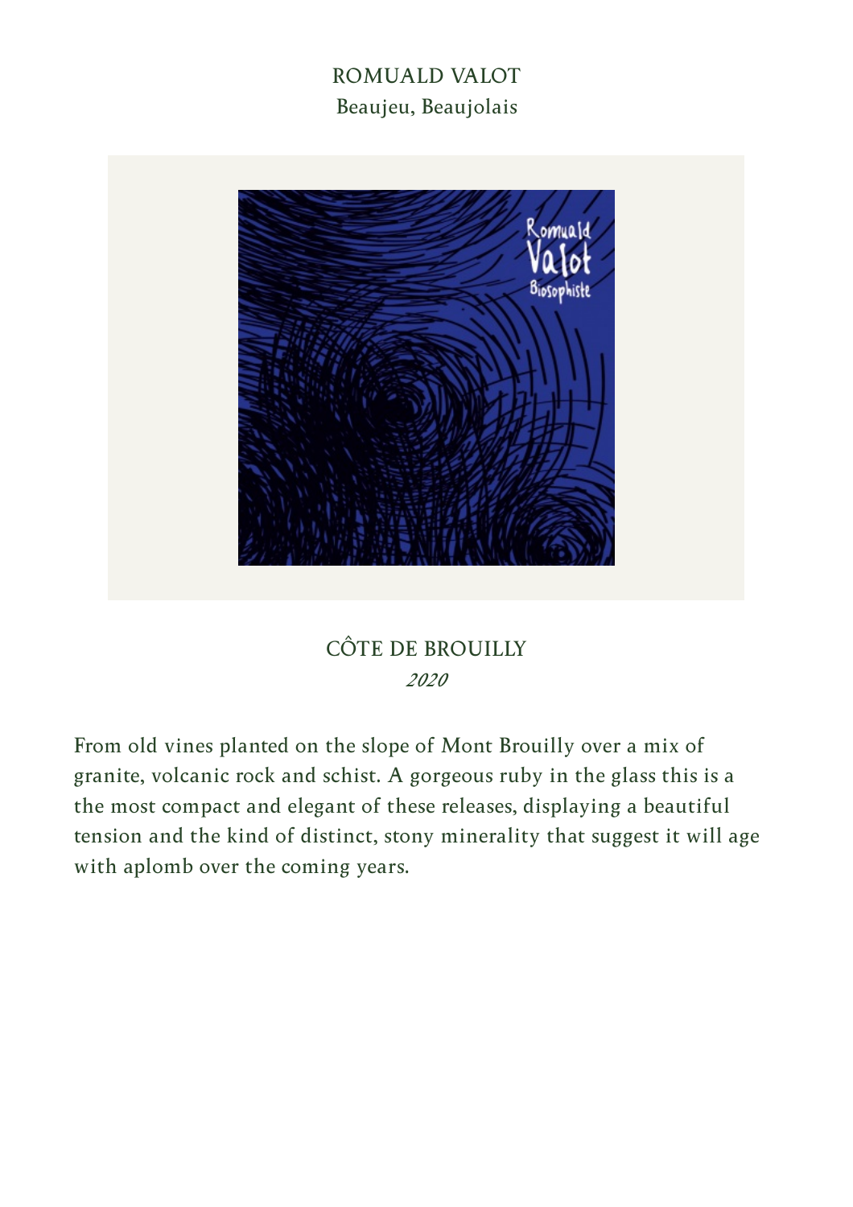ROMUALD VALOT

Beaujeu, Beaujolais

CÔTE DE BROUILLY

*2020*

From old vines planted on the slope of Mont Brouilly over a mix of granite, volcanic rock and schist. A gorgeous ruby in the glass this is a the most compact and elegant of these releases, displaying a beautiful tension and the kind of distinct, stony minerality that suggest it will age with aplomb over the coming years.